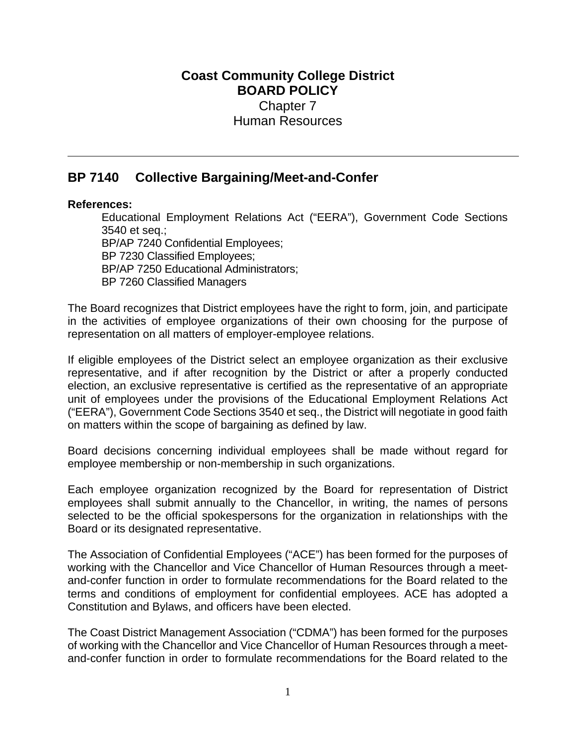# Coast Community College District
## BOARD POLICY
Chapter 7
Human Resources

---

## BP 7140 Collective Bargaining/Meet-and-Confer

**References:**

Educational Employment Relations Act ("EERA"), Government Code Sections 3540 et seq.;
BP/AP 7240 Confidential Employees;
BP 7230 Classified Employees;
BP/AP 7250 Educational Administrators;
BP 7260 Classified Managers

The Board recognizes that District employees have the right to form, join, and participate in the activities of employee organizations of their own choosing for the purpose of representation on all matters of employer-employee relations.

If eligible employees of the District select an employee organization as their exclusive representative, and if after recognition by the District or after a properly conducted election, an exclusive representative is certified as the representative of an appropriate unit of employees under the provisions of the Educational Employment Relations Act ("EERA"), Government Code Sections 3540 et seq., the District will negotiate in good faith on matters within the scope of bargaining as defined by law.

Board decisions concerning individual employees shall be made without regard for employee membership or non-membership in such organizations.

Each employee organization recognized by the Board for representation of District employees shall submit annually to the Chancellor, in writing, the names of persons selected to be the official spokespersons for the organization in relationships with the Board or its designated representative.

The Association of Confidential Employees ("ACE") has been formed for the purposes of working with the Chancellor and Vice Chancellor of Human Resources through a meet-and-confer function in order to formulate recommendations for the Board related to the terms and conditions of employment for confidential employees. ACE has adopted a Constitution and Bylaws, and officers have been elected.

The Coast District Management Association ("CDMA") has been formed for the purposes of working with the Chancellor and Vice Chancellor of Human Resources through a meet-and-confer function in order to formulate recommendations for the Board related to the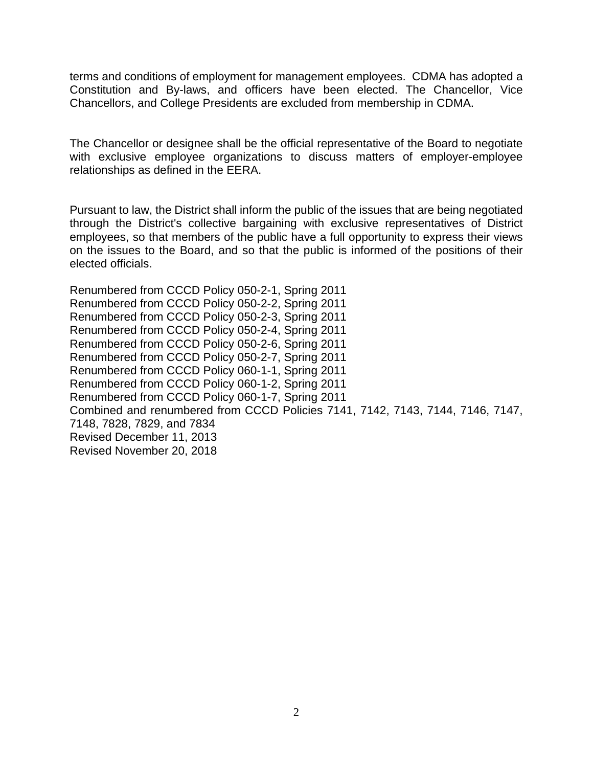terms and conditions of employment for management employees. CDMA has adopted a Constitution and By-laws, and officers have been elected. The Chancellor, Vice Chancellors, and College Presidents are excluded from membership in CDMA.

The Chancellor or designee shall be the official representative of the Board to negotiate with exclusive employee organizations to discuss matters of employer-employee relationships as defined in the EERA.

Pursuant to law, the District shall inform the public of the issues that are being negotiated through the District's collective bargaining with exclusive representatives of District employees, so that members of the public have a full opportunity to express their views on the issues to the Board, and so that the public is informed of the positions of their elected officials.

Renumbered from CCCD Policy 050-2-1, Spring 2011
Renumbered from CCCD Policy 050-2-2, Spring 2011
Renumbered from CCCD Policy 050-2-3, Spring 2011
Renumbered from CCCD Policy 050-2-4, Spring 2011
Renumbered from CCCD Policy 050-2-6, Spring 2011
Renumbered from CCCD Policy 050-2-7, Spring 2011
Renumbered from CCCD Policy 060-1-1, Spring 2011
Renumbered from CCCD Policy 060-1-2, Spring 2011
Renumbered from CCCD Policy 060-1-7, Spring 2011
Combined and renumbered from CCCD Policies 7141, 7142, 7143, 7144, 7146, 7147, 7148, 7828, 7829, and 7834
Revised December 11, 2013
Revised November 20, 2018